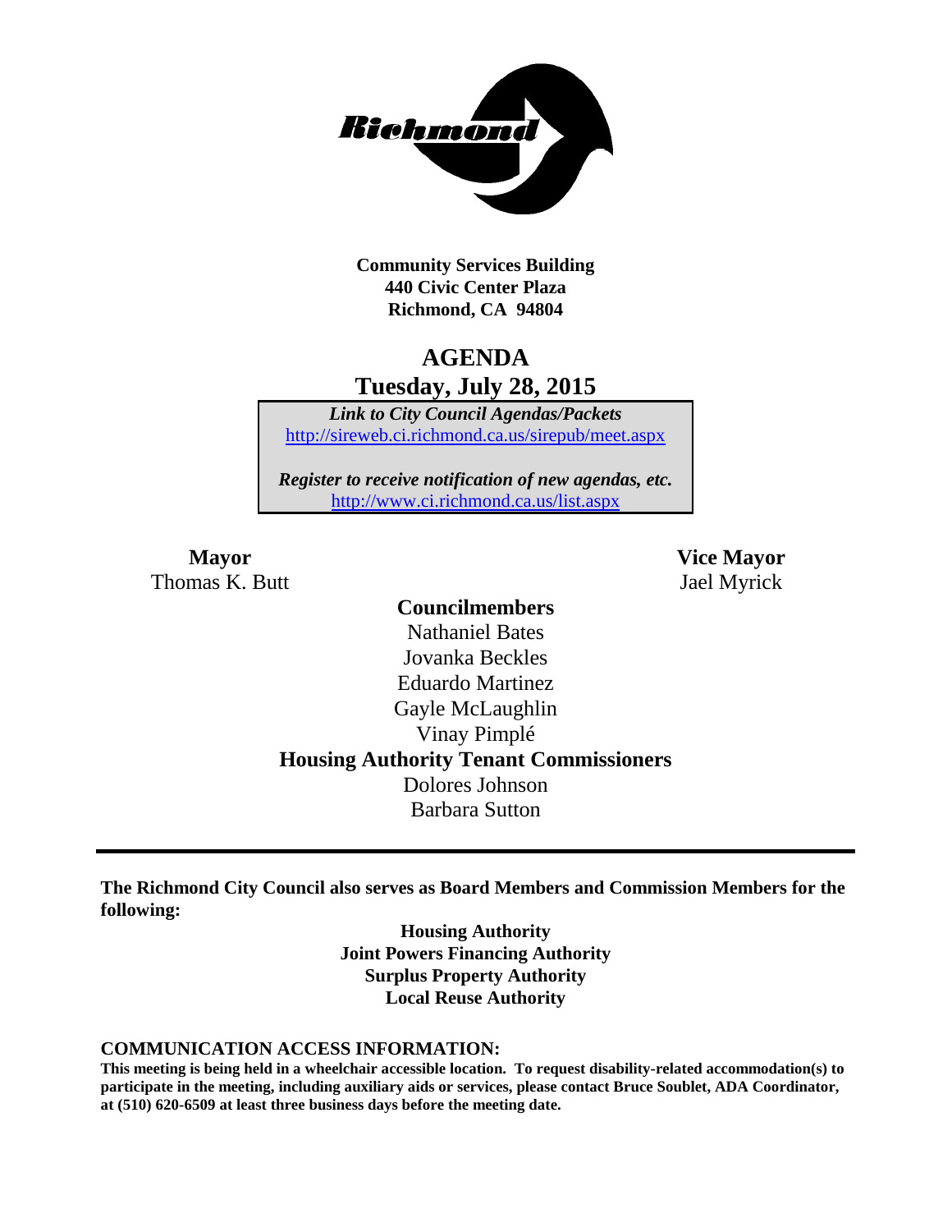**Community Services Building**
**440 Civic Center Plaza**
**Richmond, CA 94804**

# AGENDA

## Tuesday, July 28, 2015

***Link to City Council Agendas/Packets***
http://sireweb.ci.richmond.ca.us/sirepub/meet.aspx

***Register to receive notification of new agendas, etc.***
http://www.ci.richmond.ca.us/list.aspx

**Mayor**
Thomas K. Butt

**Vice Mayor**
Jael Myrick

**Councilmembers**
Nathaniel Bates
Jovanka Beckles
Eduardo Martinez
Gayle McLaughlin
Vinay Pimplé

**Housing Authority Tenant Commissioners**
Dolores Johnson
Barbara Sutton

---

**The Richmond City Council also serves as Board Members and Commission Members for the following:**

**Housing Authority**
**Joint Powers Financing Authority**
**Surplus Property Authority**
**Local Reuse Authority**

**COMMUNICATION ACCESS INFORMATION:**

**This meeting is being held in a wheelchair accessible location. To request disability-related accommodation(s) to participate in the meeting, including auxiliary aids or services, please contact Bruce Soublet, ADA Coordinator, at (510) 620-6509 at least three business days before the meeting date.**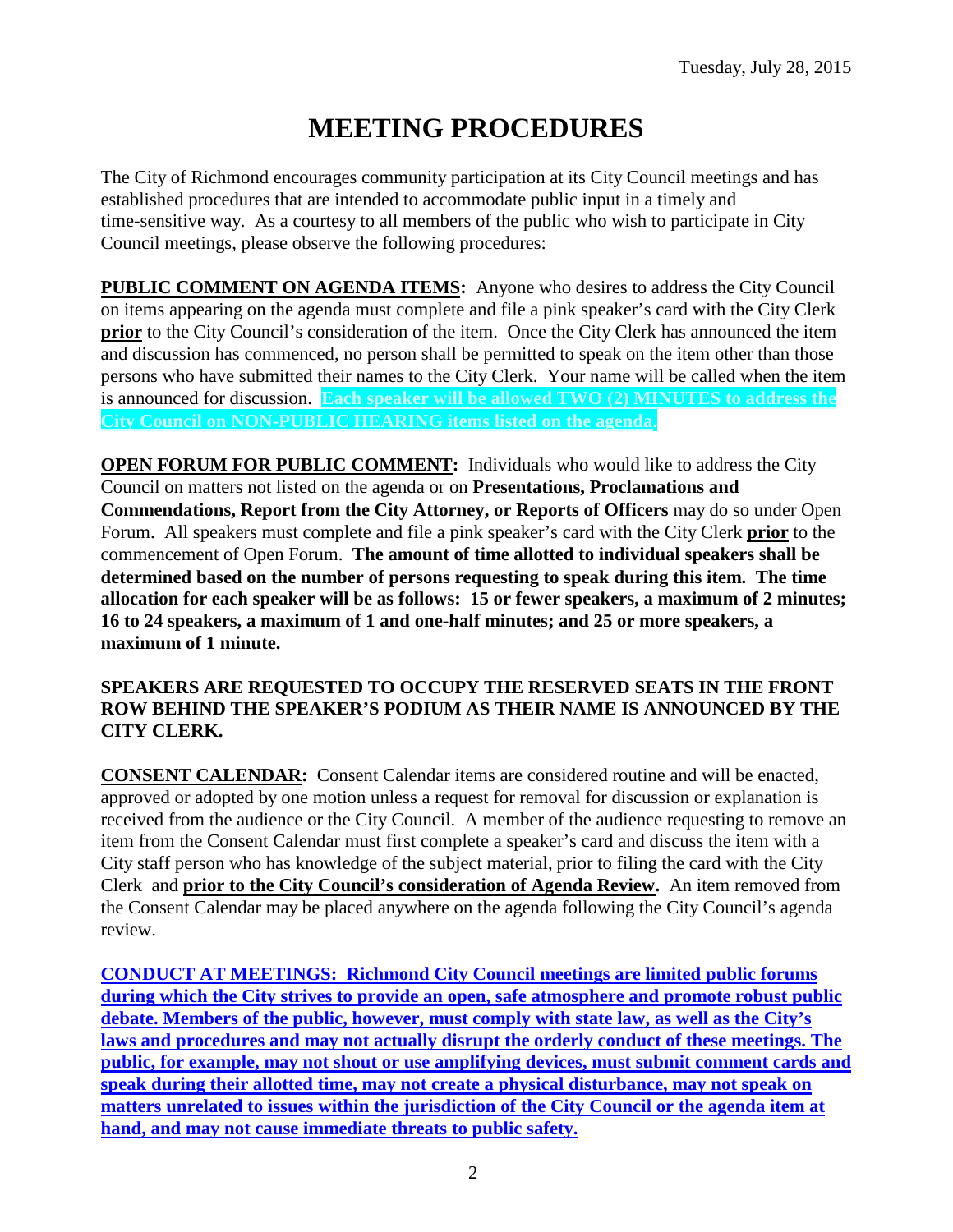Tuesday, July 28, 2015

# MEETING PROCEDURES

The City of Richmond encourages community participation at its City Council meetings and has established procedures that are intended to accommodate public input in a timely and time-sensitive way. As a courtesy to all members of the public who wish to participate in City Council meetings, please observe the following procedures:

**PUBLIC COMMENT ON AGENDA ITEMS:** Anyone who desires to address the City Council on items appearing on the agenda must complete and file a pink speaker's card with the City Clerk **prior** to the City Council's consideration of the item. Once the City Clerk has announced the item and discussion has commenced, no person shall be permitted to speak on the item other than those persons who have submitted their names to the City Clerk. Your name will be called when the item is announced for discussion. **Each speaker will be allowed TWO (2) MINUTES to address the City Council on NON-PUBLIC HEARING items listed on the agenda.**

**OPEN FORUM FOR PUBLIC COMMENT:** Individuals who would like to address the City Council on matters not listed on the agenda or on **Presentations, Proclamations and Commendations, Report from the City Attorney, or Reports of Officers** may do so under Open Forum. All speakers must complete and file a pink speaker's card with the City Clerk **prior** to the commencement of Open Forum. **The amount of time allotted to individual speakers shall be determined based on the number of persons requesting to speak during this item. The time allocation for each speaker will be as follows: 15 or fewer speakers, a maximum of 2 minutes; 16 to 24 speakers, a maximum of 1 and one-half minutes; and 25 or more speakers, a maximum of 1 minute.**

**SPEAKERS ARE REQUESTED TO OCCUPY THE RESERVED SEATS IN THE FRONT ROW BEHIND THE SPEAKER'S PODIUM AS THEIR NAME IS ANNOUNCED BY THE CITY CLERK.**

**CONSENT CALENDAR:** Consent Calendar items are considered routine and will be enacted, approved or adopted by one motion unless a request for removal for discussion or explanation is received from the audience or the City Council. A member of the audience requesting to remove an item from the Consent Calendar must first complete a speaker's card and discuss the item with a City staff person who has knowledge of the subject material, prior to filing the card with the City Clerk and **prior to the City Council's consideration of Agenda Review.** An item removed from the Consent Calendar may be placed anywhere on the agenda following the City Council's agenda review.

**CONDUCT AT MEETINGS: Richmond City Council meetings are limited public forums during which the City strives to provide an open, safe atmosphere and promote robust public debate. Members of the public, however, must comply with state law, as well as the City's laws and procedures and may not actually disrupt the orderly conduct of these meetings. The public, for example, may not shout or use amplifying devices, must submit comment cards and speak during their allotted time, may not create a physical disturbance, may not speak on matters unrelated to issues within the jurisdiction of the City Council or the agenda item at hand, and may not cause immediate threats to public safety.**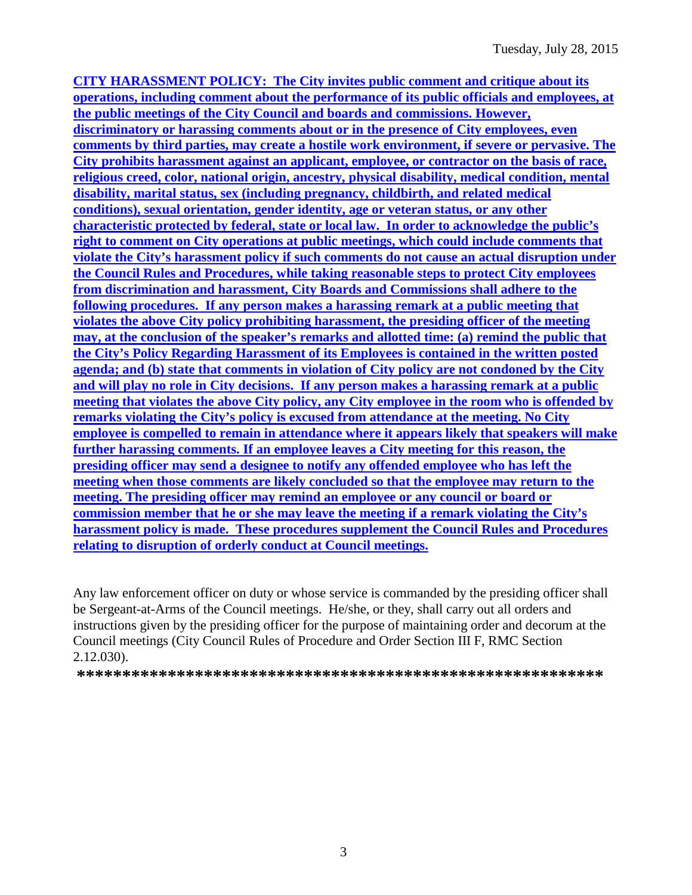**CITY HARASSMENT POLICY: The City invites public comment and critique about its operations, including comment about the performance of its public officials and employees, at the public meetings of the City Council and boards and commissions. However, discriminatory or harassing comments about or in the presence of City employees, even comments by third parties, may create a hostile work environment, if severe or pervasive. The City prohibits harassment against an applicant, employee, or contractor on the basis of race, religious creed, color, national origin, ancestry, physical disability, medical condition, mental disability, marital status, sex (including pregnancy, childbirth, and related medical conditions), sexual orientation, gender identity, age or veteran status, or any other characteristic protected by federal, state or local law. In order to acknowledge the public's right to comment on City operations at public meetings, which could include comments that violate the City's harassment policy if such comments do not cause an actual disruption under the Council Rules and Procedures, while taking reasonable steps to protect City employees from discrimination and harassment, City Boards and Commissions shall adhere to the following procedures. If any person makes a harassing remark at a public meeting that violates the above City policy prohibiting harassment, the presiding officer of the meeting may, at the conclusion of the speaker's remarks and allotted time: (a) remind the public that the City's Policy Regarding Harassment of its Employees is contained in the written posted agenda; and (b) state that comments in violation of City policy are not condoned by the City and will play no role in City decisions. If any person makes a harassing remark at a public meeting that violates the above City policy, any City employee in the room who is offended by remarks violating the City's policy is excused from attendance at the meeting. No City employee is compelled to remain in attendance where it appears likely that speakers will make further harassing comments. If an employee leaves a City meeting for this reason, the presiding officer may send a designee to notify any offended employee who has left the meeting when those comments are likely concluded so that the employee may return to the meeting. The presiding officer may remind an employee or any council or board or commission member that he or she may leave the meeting if a remark violating the City's harassment policy is made. These procedures supplement the Council Rules and Procedures relating to disruption of orderly conduct at Council meetings.**

Any law enforcement officer on duty or whose service is commanded by the presiding officer shall be Sergeant-at-Arms of the Council meetings. He/she, or they, shall carry out all orders and instructions given by the presiding officer for the purpose of maintaining order and decorum at the Council meetings (City Council Rules of Procedure and Order Section III F, RMC Section 2.12.030).

**\*\*\*\*\*\*\*\*\*\*\*\*\*\*\*\*\*\*\*\*\*\*\*\*\*\*\*\*\*\*\*\*\*\*\*\*\*\*\*\*\*\*\*\*\*\*\*\*\*\*\*\*\*\*\*\*\*\*\*\*\*\*\*\*\*\***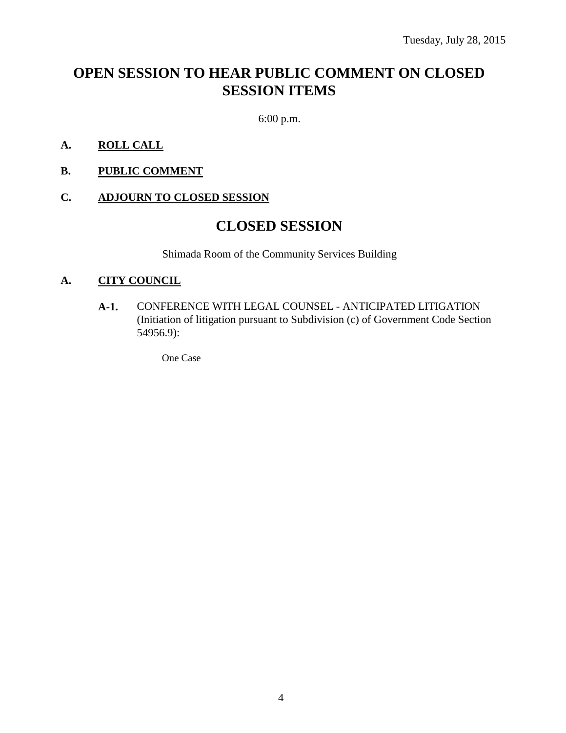Tuesday, July 28, 2015

# OPEN SESSION TO HEAR PUBLIC COMMENT ON CLOSED SESSION ITEMS

6:00 p.m.

**A. ROLL CALL**

**B. PUBLIC COMMENT**

**C. ADJOURN TO CLOSED SESSION**

# CLOSED SESSION

Shimada Room of the Community Services Building

**A. CITY COUNCIL**

**A-1.** CONFERENCE WITH LEGAL COUNSEL - ANTICIPATED LITIGATION (Initiation of litigation pursuant to Subdivision (c) of Government Code Section 54956.9):

One Case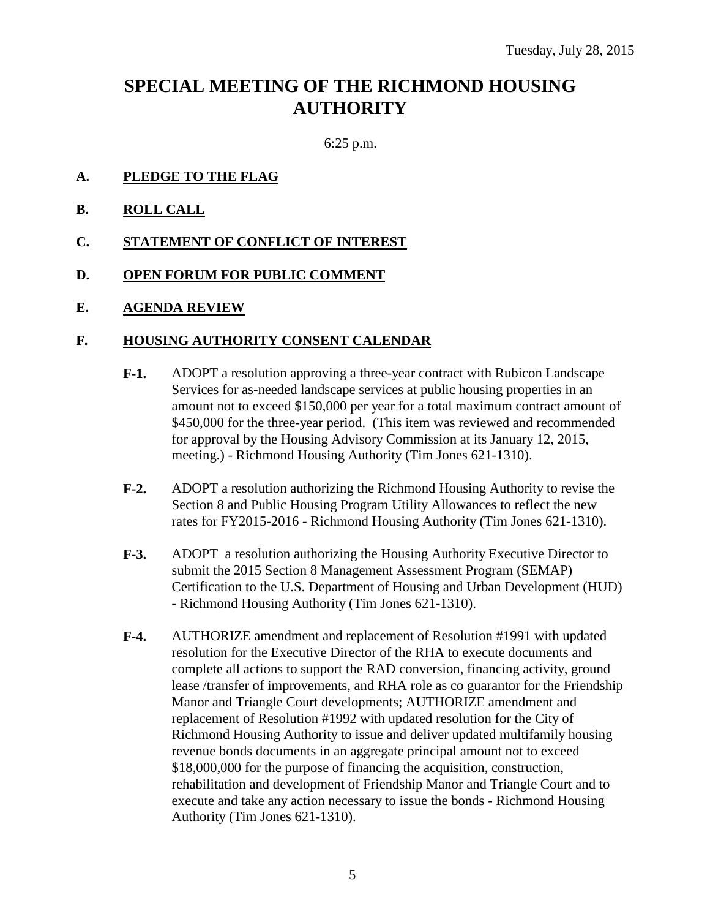Tuesday, July 28, 2015

# SPECIAL MEETING OF THE RICHMOND HOUSING AUTHORITY

6:25 p.m.

**A. PLEDGE TO THE FLAG**

**B. ROLL CALL**

**C. STATEMENT OF CONFLICT OF INTEREST**

**D. OPEN FORUM FOR PUBLIC COMMENT**

**E. AGENDA REVIEW**

**F. HOUSING AUTHORITY CONSENT CALENDAR**

**F-1.** ADOPT a resolution approving a three-year contract with Rubicon Landscape Services for as-needed landscape services at public housing properties in an amount not to exceed $150,000 per year for a total maximum contract amount of $450,000 for the three-year period. (This item was reviewed and recommended for approval by the Housing Advisory Commission at its January 12, 2015, meeting.) - Richmond Housing Authority (Tim Jones 621-1310).

**F-2.** ADOPT a resolution authorizing the Richmond Housing Authority to revise the Section 8 and Public Housing Program Utility Allowances to reflect the new rates for FY2015-2016 - Richmond Housing Authority (Tim Jones 621-1310).

**F-3.** ADOPT a resolution authorizing the Housing Authority Executive Director to submit the 2015 Section 8 Management Assessment Program (SEMAP) Certification to the U.S. Department of Housing and Urban Development (HUD) - Richmond Housing Authority (Tim Jones 621-1310).

**F-4.** AUTHORIZE amendment and replacement of Resolution #1991 with updated resolution for the Executive Director of the RHA to execute documents and complete all actions to support the RAD conversion, financing activity, ground lease /transfer of improvements, and RHA role as co guarantor for the Friendship Manor and Triangle Court developments; AUTHORIZE amendment and replacement of Resolution #1992 with updated resolution for the City of Richmond Housing Authority to issue and deliver updated multifamily housing revenue bonds documents in an aggregate principal amount not to exceed $18,000,000 for the purpose of financing the acquisition, construction, rehabilitation and development of Friendship Manor and Triangle Court and to execute and take any action necessary to issue the bonds - Richmond Housing Authority (Tim Jones 621-1310).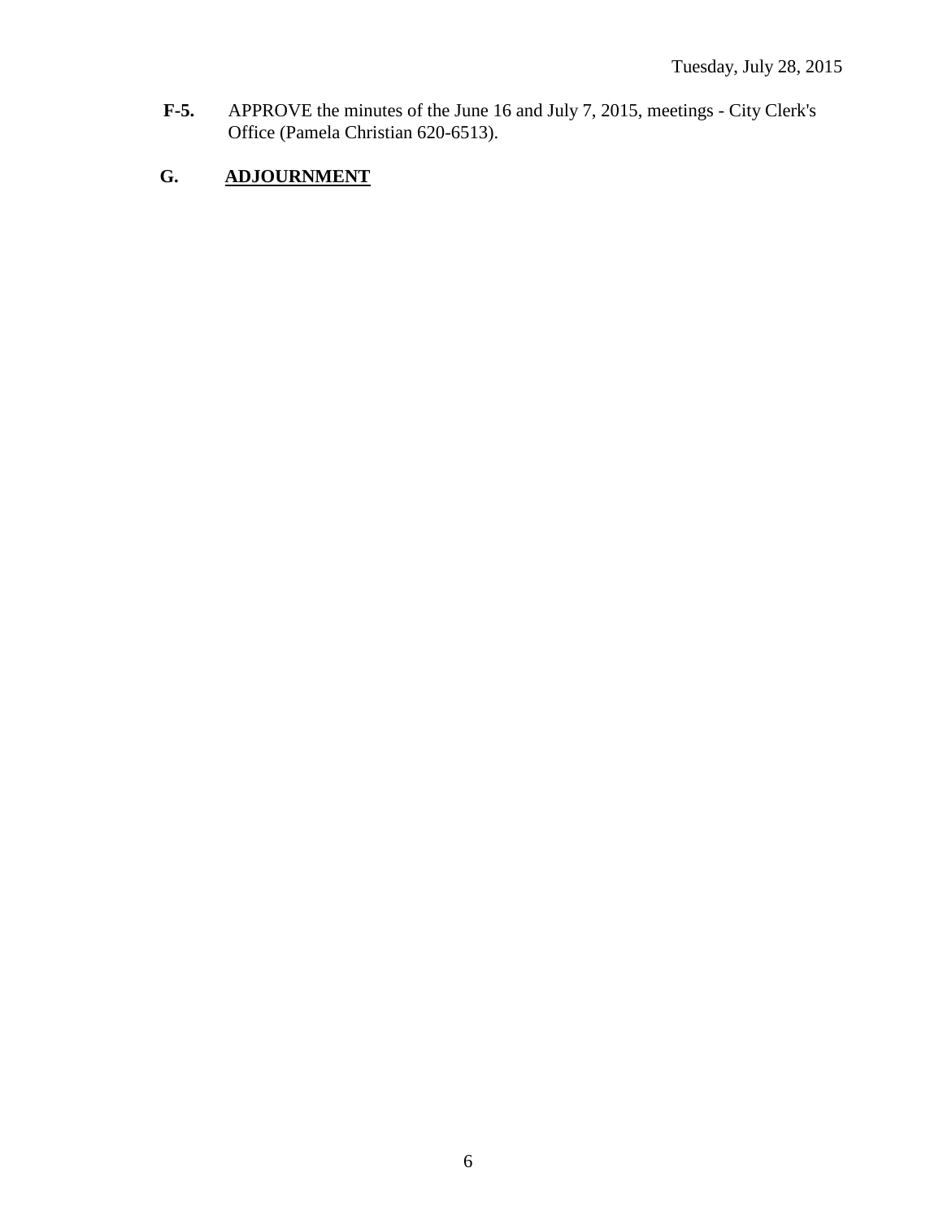**F-5.** APPROVE the minutes of the June 16 and July 7, 2015, meetings - City Clerk's Office (Pamela Christian 620-6513).

## G. ADJOURNMENT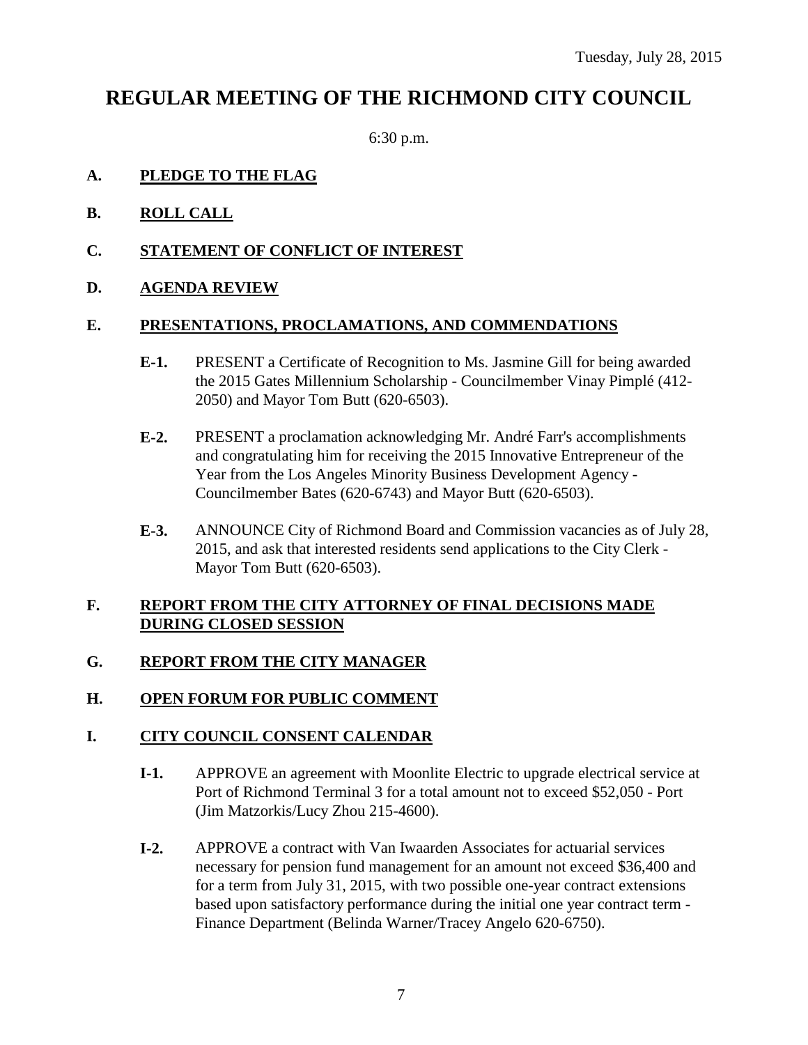Tuesday, July 28, 2015

# REGULAR MEETING OF THE RICHMOND CITY COUNCIL

6:30 p.m.

**A. PLEDGE TO THE FLAG**

**B. ROLL CALL**

**C. STATEMENT OF CONFLICT OF INTEREST**

**D. AGENDA REVIEW**

**E. PRESENTATIONS, PROCLAMATIONS, AND COMMENDATIONS**

**E-1.** PRESENT a Certificate of Recognition to Ms. Jasmine Gill for being awarded the 2015 Gates Millennium Scholarship - Councilmember Vinay Pimplé (412-2050) and Mayor Tom Butt (620-6503).

**E-2.** PRESENT a proclamation acknowledging Mr. André Farr's accomplishments and congratulating him for receiving the 2015 Innovative Entrepreneur of the Year from the Los Angeles Minority Business Development Agency - Councilmember Bates (620-6743) and Mayor Butt (620-6503).

**E-3.** ANNOUNCE City of Richmond Board and Commission vacancies as of July 28, 2015, and ask that interested residents send applications to the City Clerk - Mayor Tom Butt (620-6503).

**F. REPORT FROM THE CITY ATTORNEY OF FINAL DECISIONS MADE DURING CLOSED SESSION**

**G. REPORT FROM THE CITY MANAGER**

**H. OPEN FORUM FOR PUBLIC COMMENT**

**I. CITY COUNCIL CONSENT CALENDAR**

**I-1.** APPROVE an agreement with Moonlite Electric to upgrade electrical service at Port of Richmond Terminal 3 for a total amount not to exceed $52,050 - Port (Jim Matzorkis/Lucy Zhou 215-4600).

**I-2.** APPROVE a contract with Van Iwaarden Associates for actuarial services necessary for pension fund management for an amount not exceed $36,400 and for a term from July 31, 2015, with two possible one-year contract extensions based upon satisfactory performance during the initial one year contract term - Finance Department (Belinda Warner/Tracey Angelo 620-6750).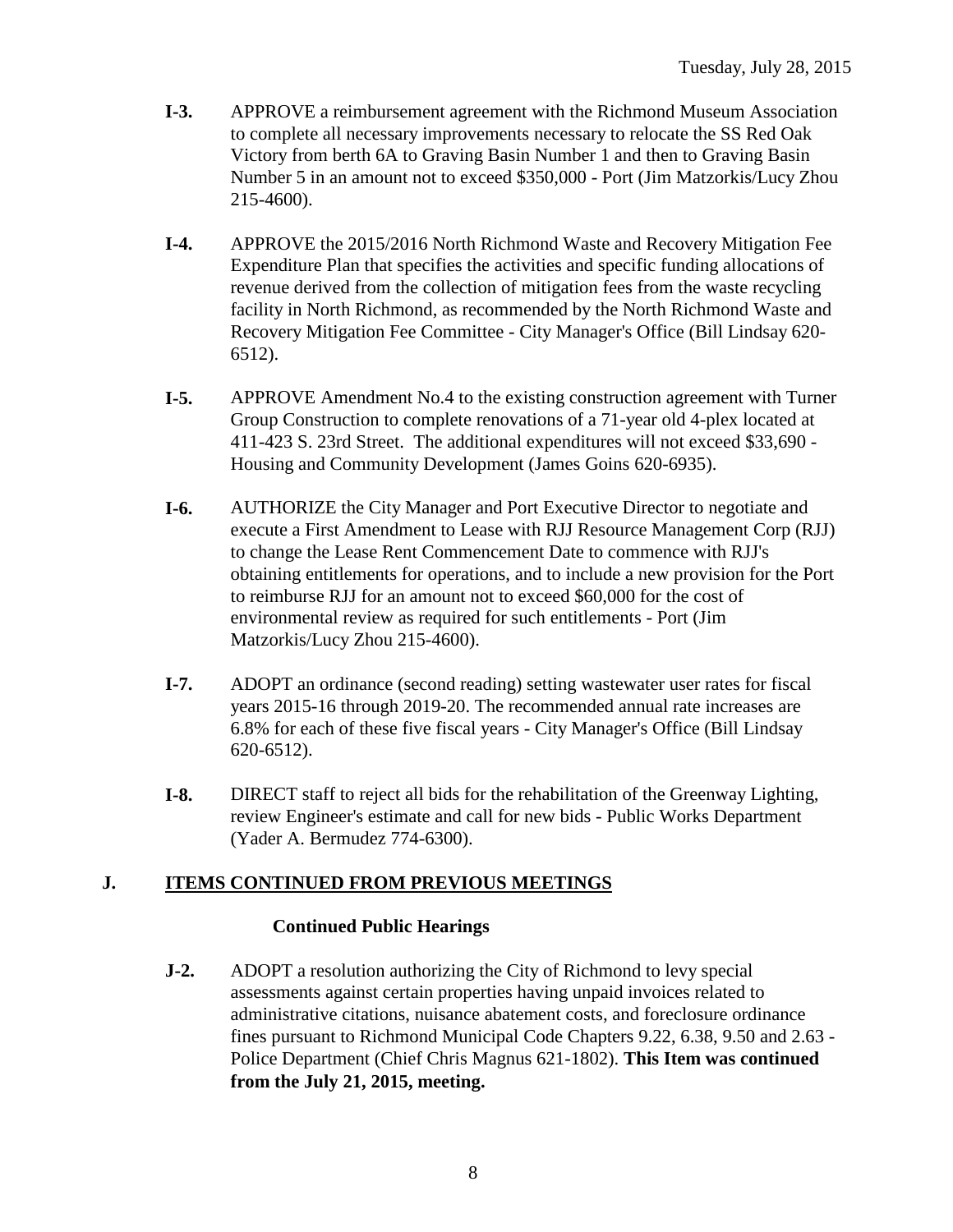**I-3.** APPROVE a reimbursement agreement with the Richmond Museum Association to complete all necessary improvements necessary to relocate the SS Red Oak Victory from berth 6A to Graving Basin Number 1 and then to Graving Basin Number 5 in an amount not to exceed $350,000 - Port (Jim Matzorkis/Lucy Zhou 215-4600).

**I-4.** APPROVE the 2015/2016 North Richmond Waste and Recovery Mitigation Fee Expenditure Plan that specifies the activities and specific funding allocations of revenue derived from the collection of mitigation fees from the waste recycling facility in North Richmond, as recommended by the North Richmond Waste and Recovery Mitigation Fee Committee - City Manager's Office (Bill Lindsay 620-6512).

**I-5.** APPROVE Amendment No.4 to the existing construction agreement with Turner Group Construction to complete renovations of a 71-year old 4-plex located at 411-423 S. 23rd Street. The additional expenditures will not exceed $33,690 - Housing and Community Development (James Goins 620-6935).

**I-6.** AUTHORIZE the City Manager and Port Executive Director to negotiate and execute a First Amendment to Lease with RJJ Resource Management Corp (RJJ) to change the Lease Rent Commencement Date to commence with RJJ's obtaining entitlements for operations, and to include a new provision for the Port to reimburse RJJ for an amount not to exceed $60,000 for the cost of environmental review as required for such entitlements - Port (Jim Matzorkis/Lucy Zhou 215-4600).

**I-7.** ADOPT an ordinance (second reading) setting wastewater user rates for fiscal years 2015-16 through 2019-20. The recommended annual rate increases are 6.8% for each of these five fiscal years - City Manager's Office (Bill Lindsay 620-6512).

**I-8.** DIRECT staff to reject all bids for the rehabilitation of the Greenway Lighting, review Engineer's estimate and call for new bids - Public Works Department (Yader A. Bermudez 774-6300).

## J. ITEMS CONTINUED FROM PREVIOUS MEETINGS

**Continued Public Hearings**

**J-2.** ADOPT a resolution authorizing the City of Richmond to levy special assessments against certain properties having unpaid invoices related to administrative citations, nuisance abatement costs, and foreclosure ordinance fines pursuant to Richmond Municipal Code Chapters 9.22, 6.38, 9.50 and 2.63 - Police Department (Chief Chris Magnus 621-1802). **This Item was continued from the July 21, 2015, meeting.**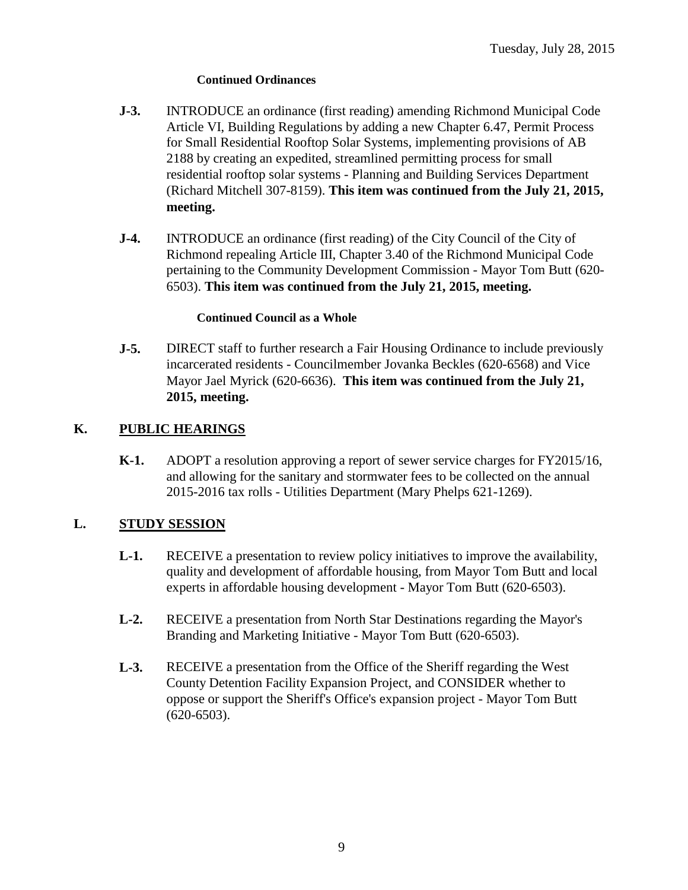Tuesday, July 28, 2015

**Continued Ordinances**

**J-3.** INTRODUCE an ordinance (first reading) amending Richmond Municipal Code Article VI, Building Regulations by adding a new Chapter 6.47, Permit Process for Small Residential Rooftop Solar Systems, implementing provisions of AB 2188 by creating an expedited, streamlined permitting process for small residential rooftop solar systems - Planning and Building Services Department (Richard Mitchell 307-8159). **This item was continued from the July 21, 2015, meeting.**

**J-4.** INTRODUCE an ordinance (first reading) of the City Council of the City of Richmond repealing Article III, Chapter 3.40 of the Richmond Municipal Code pertaining to the Community Development Commission - Mayor Tom Butt (620-6503). **This item was continued from the July 21, 2015, meeting.**

**Continued Council as a Whole**

**J-5.** DIRECT staff to further research a Fair Housing Ordinance to include previously incarcerated residents - Councilmember Jovanka Beckles (620-6568) and Vice Mayor Jael Myrick (620-6636). **This item was continued from the July 21, 2015, meeting.**

## K. PUBLIC HEARINGS

**K-1.** ADOPT a resolution approving a report of sewer service charges for FY2015/16, and allowing for the sanitary and stormwater fees to be collected on the annual 2015-2016 tax rolls - Utilities Department (Mary Phelps 621-1269).

## L. STUDY SESSION

**L-1.** RECEIVE a presentation to review policy initiatives to improve the availability, quality and development of affordable housing, from Mayor Tom Butt and local experts in affordable housing development - Mayor Tom Butt (620-6503).

**L-2.** RECEIVE a presentation from North Star Destinations regarding the Mayor's Branding and Marketing Initiative - Mayor Tom Butt (620-6503).

**L-3.** RECEIVE a presentation from the Office of the Sheriff regarding the West County Detention Facility Expansion Project, and CONSIDER whether to oppose or support the Sheriff's Office's expansion project - Mayor Tom Butt (620-6503).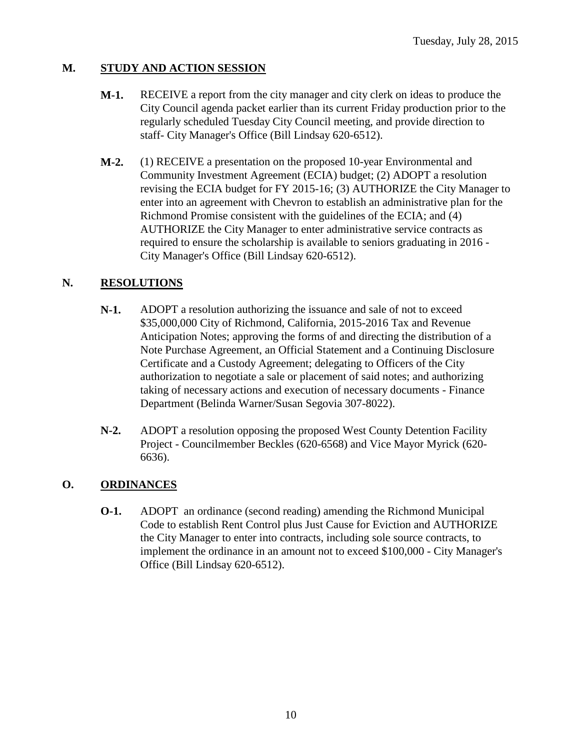Tuesday, July 28, 2015

## M. STUDY AND ACTION SESSION

**M-1.** RECEIVE a report from the city manager and city clerk on ideas to produce the City Council agenda packet earlier than its current Friday production prior to the regularly scheduled Tuesday City Council meeting, and provide direction to staff- City Manager's Office (Bill Lindsay 620-6512).

**M-2.** (1) RECEIVE a presentation on the proposed 10-year Environmental and Community Investment Agreement (ECIA) budget; (2) ADOPT a resolution revising the ECIA budget for FY 2015-16; (3) AUTHORIZE the City Manager to enter into an agreement with Chevron to establish an administrative plan for the Richmond Promise consistent with the guidelines of the ECIA; and (4) AUTHORIZE the City Manager to enter administrative service contracts as required to ensure the scholarship is available to seniors graduating in 2016 - City Manager's Office (Bill Lindsay 620-6512).

## N. RESOLUTIONS

**N-1.** ADOPT a resolution authorizing the issuance and sale of not to exceed $35,000,000 City of Richmond, California, 2015-2016 Tax and Revenue Anticipation Notes; approving the forms of and directing the distribution of a Note Purchase Agreement, an Official Statement and a Continuing Disclosure Certificate and a Custody Agreement; delegating to Officers of the City authorization to negotiate a sale or placement of said notes; and authorizing taking of necessary actions and execution of necessary documents - Finance Department (Belinda Warner/Susan Segovia 307-8022).

**N-2.** ADOPT a resolution opposing the proposed West County Detention Facility Project - Councilmember Beckles (620-6568) and Vice Mayor Myrick (620-6636).

## O. ORDINANCES

**O-1.** ADOPT an ordinance (second reading) amending the Richmond Municipal Code to establish Rent Control plus Just Cause for Eviction and AUTHORIZE the City Manager to enter into contracts, including sole source contracts, to implement the ordinance in an amount not to exceed $100,000 - City Manager's Office (Bill Lindsay 620-6512).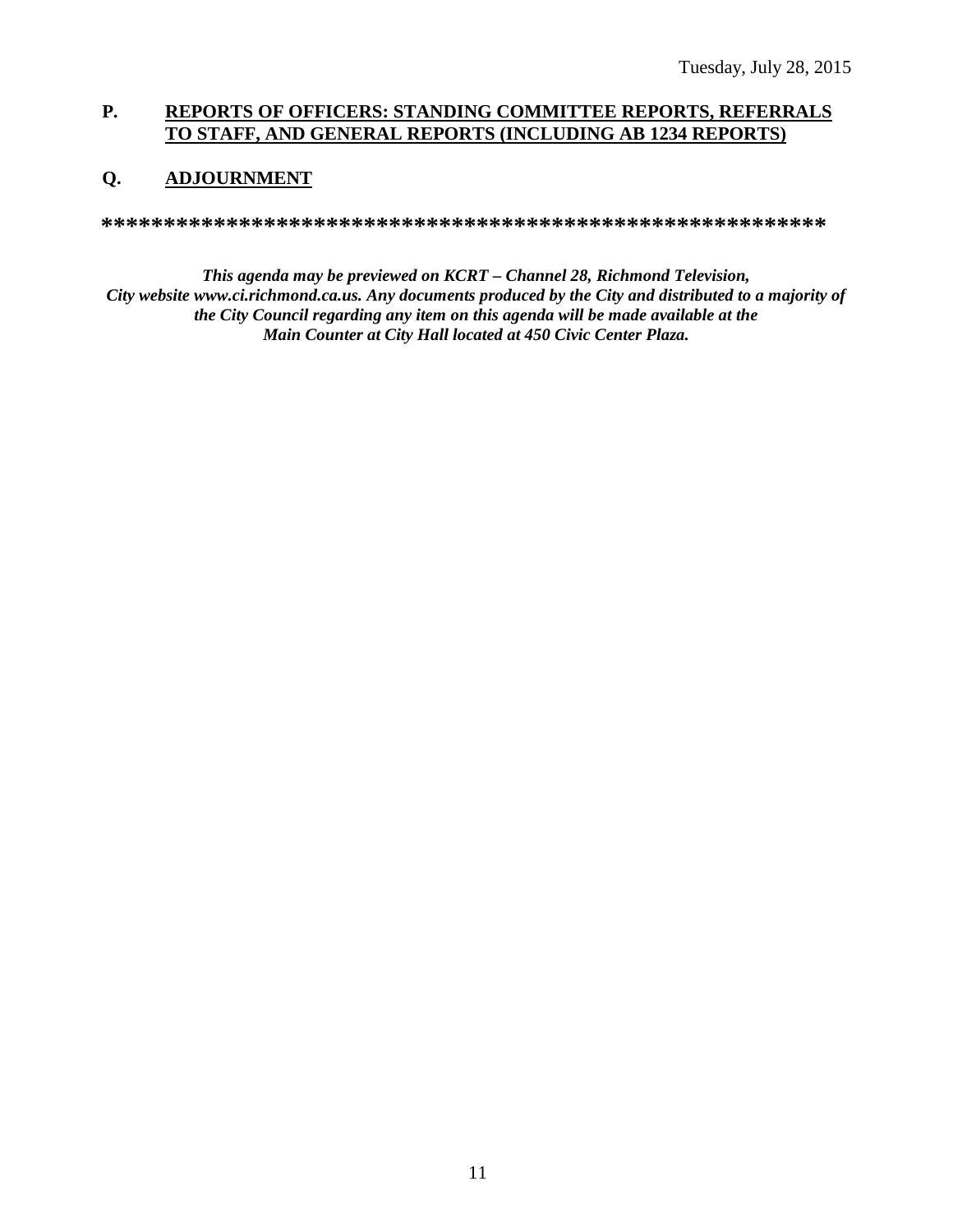## P. <u>REPORTS OF OFFICERS: STANDING COMMITTEE REPORTS, REFERRALS TO STAFF, AND GENERAL REPORTS (INCLUDING AB 1234 REPORTS)</u>

## Q. <u>ADJOURNMENT</u>

**\*\*\*\*\*\*\*\*\*\*\*\*\*\*\*\*\*\*\*\*\*\*\*\*\*\*\*\*\*\*\*\*\*\*\*\*\*\*\*\*\*\*\*\*\*\*\*\*\*\*\*\*\*\*\*\*\*\*\***

***This agenda may be previewed on KCRT – Channel 28, Richmond Television, City website www.ci.richmond.ca.us. Any documents produced by the City and distributed to a majority of the City Council regarding any item on this agenda will be made available at the Main Counter at City Hall located at 450 Civic Center Plaza.***